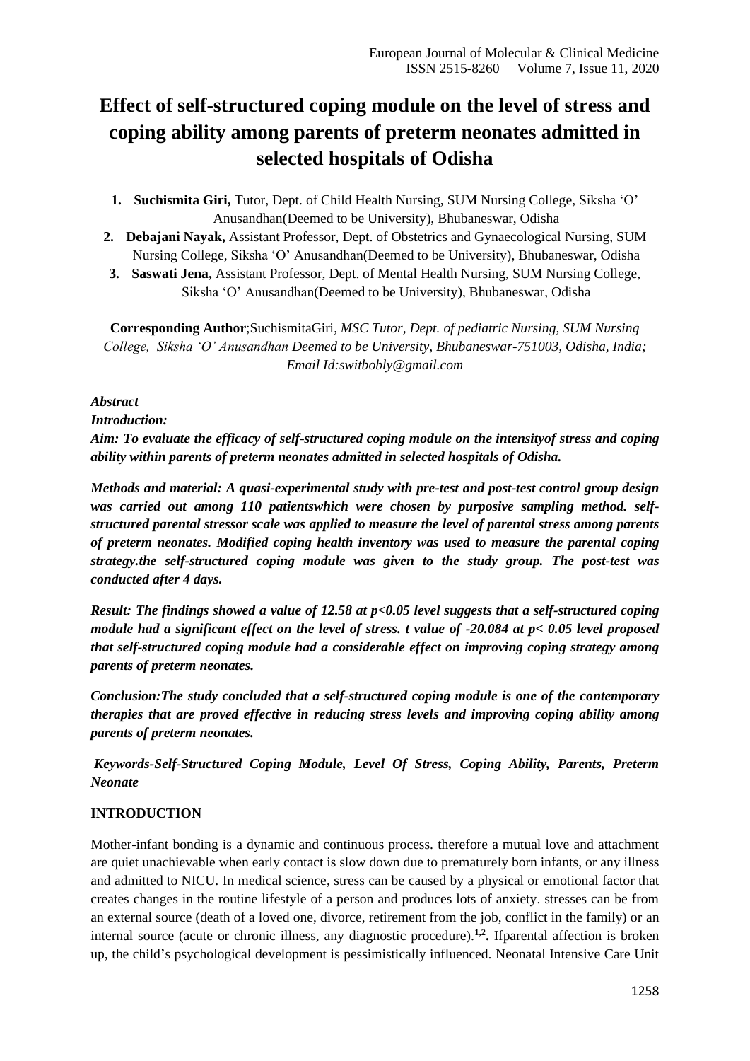# Effect of self-structured coping module on the level of stress and coping ability among parents of preterm neonates admitted in selected hospitals of Odisha

1. **Suchismita Giri,** Tutor, Dept. of Child Health Nursing, SUM Nursing College, Siksha 'O' Anusandhan(Deemed to be University), Bhubaneswar, Odisha
2. **Debajani Nayak,** Assistant Professor, Dept. of Obstetrics and Gynaecological Nursing, SUM Nursing College, Siksha 'O' Anusandhan(Deemed to be University), Bhubaneswar, Odisha
3. **Saswati Jena,** Assistant Professor, Dept. of Mental Health Nursing, SUM Nursing College, Siksha 'O' Anusandhan(Deemed to be University), Bhubaneswar, Odisha

**Corresponding Author**;SuchismitaGiri, *MSC Tutor, Dept. of pediatric Nursing, SUM Nursing College, Siksha 'O' Anusandhan Deemed to be University, Bhubaneswar-751003, Odisha, India; Email Id:switbobly@gmail.com*

***Abstract***

***Introduction:***

***Aim: To evaluate the efficacy of self-structured coping module on the intensityof stress and coping ability within parents of preterm neonates admitted in selected hospitals of Odisha.***

***Methods and material: A quasi-experimental study with pre-test and post-test control group design was carried out among 110 patientswhich were chosen by purposive sampling method. self-structured parental stressor scale was applied to measure the level of parental stress among parents of preterm neonates. Modified coping health inventory was used to measure the parental coping strategy.the self-structured coping module was given to the study group. The post-test was conducted after 4 days.***

***Result: The findings showed a value of 12.58 at p<0.05 level suggests that a self-structured coping module had a significant effect on the level of stress. t value of -20.084 at p< 0.05 level proposed that self-structured coping module had a considerable effect on improving coping strategy among parents of preterm neonates.***

***Conclusion:The study concluded that a self-structured coping module is one of the contemporary therapies that are proved effective in reducing stress levels and improving coping ability among parents of preterm neonates.***

***Keywords-Self-Structured Coping Module, Level Of Stress, Coping Ability, Parents, Preterm Neonate***

## INTRODUCTION

Mother-infant bonding is a dynamic and continuous process. therefore a mutual love and attachment are quiet unachievable when early contact is slow down due to prematurely born infants, or any illness and admitted to NICU. In medical science, stress can be caused by a physical or emotional factor that creates changes in the routine lifestyle of a person and produces lots of anxiety. stresses can be from an external source (death of a loved one, divorce, retirement from the job, conflict in the family) or an internal source (acute or chronic illness, any diagnostic procedure).[1,2]. Ifparental affection is broken up, the child's psychological development is pessimistically influenced. Neonatal Intensive Care Unit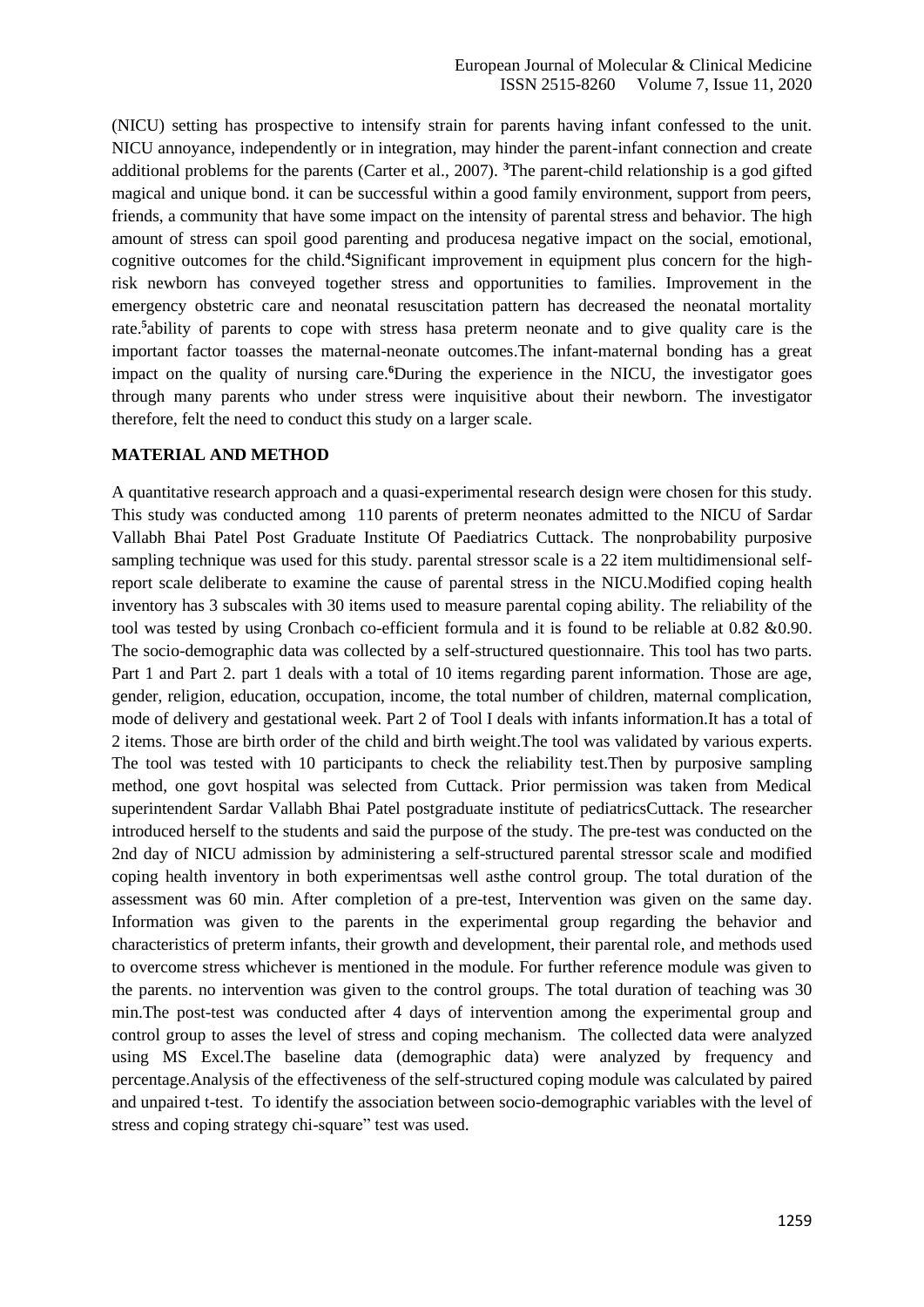(NICU) setting has prospective to intensify strain for parents having infant confessed to the unit. NICU annoyance, independently or in integration, may hinder the parent-infant connection and create additional problems for the parents (Carter et al., 2007). [3]The parent-child relationship is a god gifted magical and unique bond. it can be successful within a good family environment, support from peers, friends, a community that have some impact on the intensity of parental stress and behavior. The high amount of stress can spoil good parenting and producesa negative impact on the social, emotional, cognitive outcomes for the child.[4]Significant improvement in equipment plus concern for the high-risk newborn has conveyed together stress and opportunities to families. Improvement in the emergency obstetric care and neonatal resuscitation pattern has decreased the neonatal mortality rate.[5]ability of parents to cope with stress hasa preterm neonate and to give quality care is the important factor toasses the maternal-neonate outcomes.The infant-maternal bonding has a great impact on the quality of nursing care.[6]During the experience in the NICU, the investigator goes through many parents who under stress were inquisitive about their newborn. The investigator therefore, felt the need to conduct this study on a larger scale.

## MATERIAL AND METHOD

A quantitative research approach and a quasi-experimental research design were chosen for this study. This study was conducted among 110 parents of preterm neonates admitted to the NICU of Sardar Vallabh Bhai Patel Post Graduate Institute Of Paediatrics Cuttack. The nonprobability purposive sampling technique was used for this study. parental stressor scale is a 22 item multidimensional self-report scale deliberate to examine the cause of parental stress in the NICU.Modified coping health inventory has 3 subscales with 30 items used to measure parental coping ability. The reliability of the tool was tested by using Cronbach co-efficient formula and it is found to be reliable at 0.82 &0.90. The socio-demographic data was collected by a self-structured questionnaire. This tool has two parts. Part 1 and Part 2. part 1 deals with a total of 10 items regarding parent information. Those are age, gender, religion, education, occupation, income, the total number of children, maternal complication, mode of delivery and gestational week. Part 2 of Tool I deals with infants information.It has a total of 2 items. Those are birth order of the child and birth weight.The tool was validated by various experts. The tool was tested with 10 participants to check the reliability test.Then by purposive sampling method, one govt hospital was selected from Cuttack. Prior permission was taken from Medical superintendent Sardar Vallabh Bhai Patel postgraduate institute of pediatricsCuttack. The researcher introduced herself to the students and said the purpose of the study. The pre-test was conducted on the 2nd day of NICU admission by administering a self-structured parental stressor scale and modified coping health inventory in both experimentsas well asthe control group. The total duration of the assessment was 60 min. After completion of a pre-test, Intervention was given on the same day. Information was given to the parents in the experimental group regarding the behavior and characteristics of preterm infants, their growth and development, their parental role, and methods used to overcome stress whichever is mentioned in the module. For further reference module was given to the parents. no intervention was given to the control groups. The total duration of teaching was 30 min.The post-test was conducted after 4 days of intervention among the experimental group and control group to asses the level of stress and coping mechanism. The collected data were analyzed using MS Excel.The baseline data (demographic data) were analyzed by frequency and percentage.Analysis of the effectiveness of the self-structured coping module was calculated by paired and unpaired t-test. To identify the association between socio-demographic variables with the level of stress and coping strategy chi-square" test was used.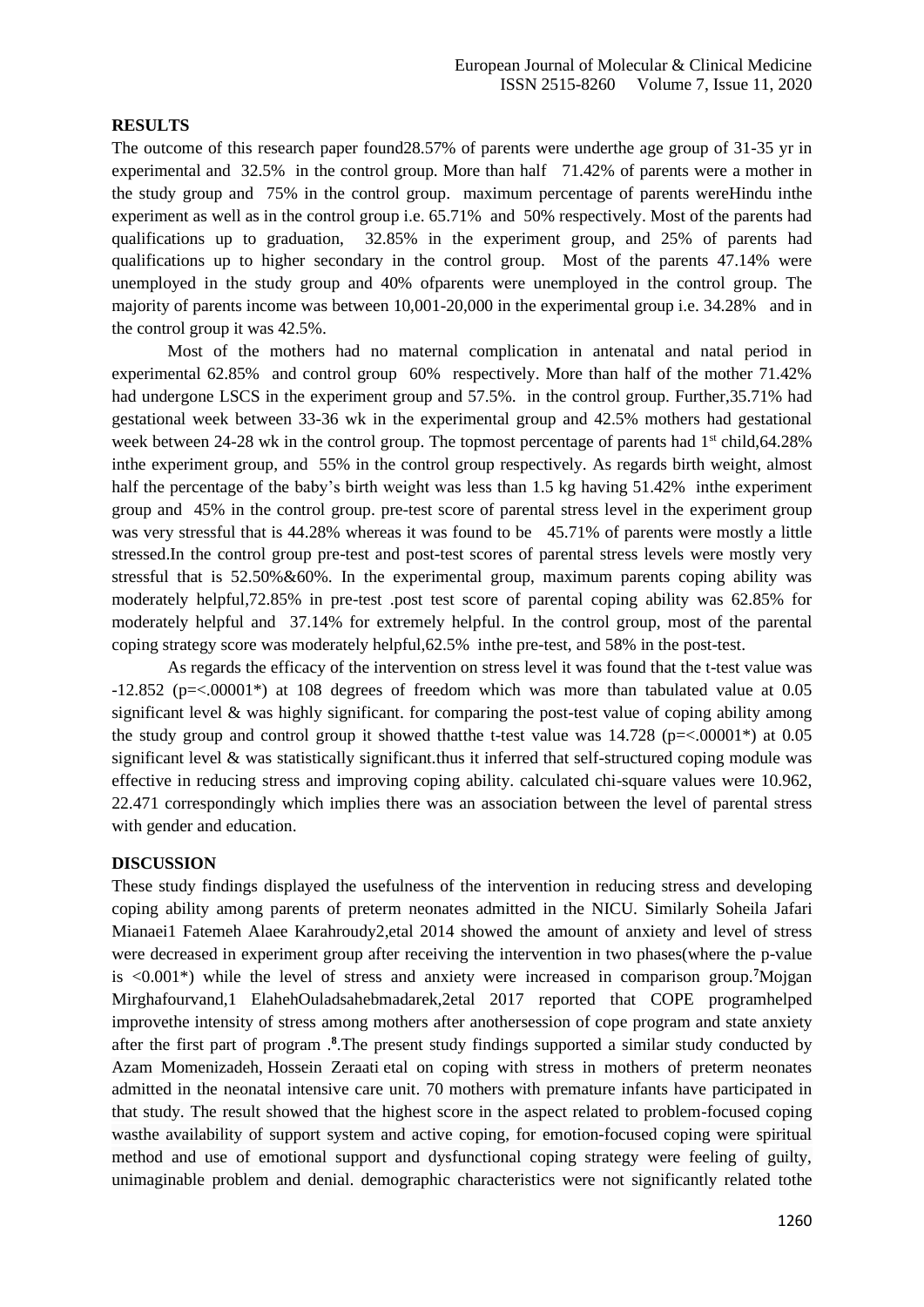## RESULTS

The outcome of this research paper found28.57% of parents were underthe age group of 31-35 yr in experimental and 32.5% in the control group. More than half 71.42% of parents were a mother in the study group and 75% in the control group. maximum percentage of parents wereHindu inthe experiment as well as in the control group i.e. 65.71% and 50% respectively. Most of the parents had qualifications up to graduation, 32.85% in the experiment group, and 25% of parents had qualifications up to higher secondary in the control group. Most of the parents 47.14% were unemployed in the study group and 40% ofparents were unemployed in the control group. The majority of parents income was between 10,001-20,000 in the experimental group i.e. 34.28% and in the control group it was 42.5%.

Most of the mothers had no maternal complication in antenatal and natal period in experimental 62.85% and control group 60% respectively. More than half of the mother 71.42% had undergone LSCS in the experiment group and 57.5%. in the control group. Further,35.71% had gestational week between 33-36 wk in the experimental group and 42.5% mothers had gestational week between 24-28 wk in the control group. The topmost percentage of parents had 1st child,64.28% inthe experiment group, and 55% in the control group respectively. As regards birth weight, almost half the percentage of the baby's birth weight was less than 1.5 kg having 51.42% inthe experiment group and 45% in the control group. pre-test score of parental stress level in the experiment group was very stressful that is 44.28% whereas it was found to be 45.71% of parents were mostly a little stressed.In the control group pre-test and post-test scores of parental stress levels were mostly very stressful that is 52.50%&60%. In the experimental group, maximum parents coping ability was moderately helpful,72.85% in pre-test .post test score of parental coping ability was 62.85% for moderately helpful and 37.14% for extremely helpful. In the control group, most of the parental coping strategy score was moderately helpful,62.5% inthe pre-test, and 58% in the post-test.

As regards the efficacy of the intervention on stress level it was found that the t-test value was -12.852 (p=<.00001*) at 108 degrees of freedom which was more than tabulated value at 0.05 significant level & was highly significant. for comparing the post-test value of coping ability among the study group and control group it showed thatthe t-test value was 14.728 (p=<.00001*) at 0.05 significant level & was statistically significant.thus it inferred that self-structured coping module was effective in reducing stress and improving coping ability. calculated chi-square values were 10.962, 22.471 correspondingly which implies there was an association between the level of parental stress with gender and education.

## DISCUSSION

These study findings displayed the usefulness of the intervention in reducing stress and developing coping ability among parents of preterm neonates admitted in the NICU. Similarly Soheila Jafari Mianaei1 Fatemeh Alaee Karahroudy2,etal 2014 showed the amount of anxiety and level of stress were decreased in experiment group after receiving the intervention in two phases(where the p-value is <0.001*) while the level of stress and anxiety were increased in comparison group.[7]Mojgan Mirghafourvand,1 ElahehOuladsahebmadarek,2etal 2017 reported that COPE programhelped improvethe intensity of stress among mothers after anothersession of cope program and state anxiety after the first part of program .[8].The present study findings supported a similar study conducted by Azam Momenizadeh, Hossein Zeraati etal on coping with stress in mothers of preterm neonates admitted in the neonatal intensive care unit. 70 mothers with premature infants have participated in that study. The result showed that the highest score in the aspect related to problem-focused coping wasthe availability of support system and active coping, for emotion-focused coping were spiritual method and use of emotional support and dysfunctional coping strategy were feeling of guilty, unimaginable problem and denial. demographic characteristics were not significantly related tothe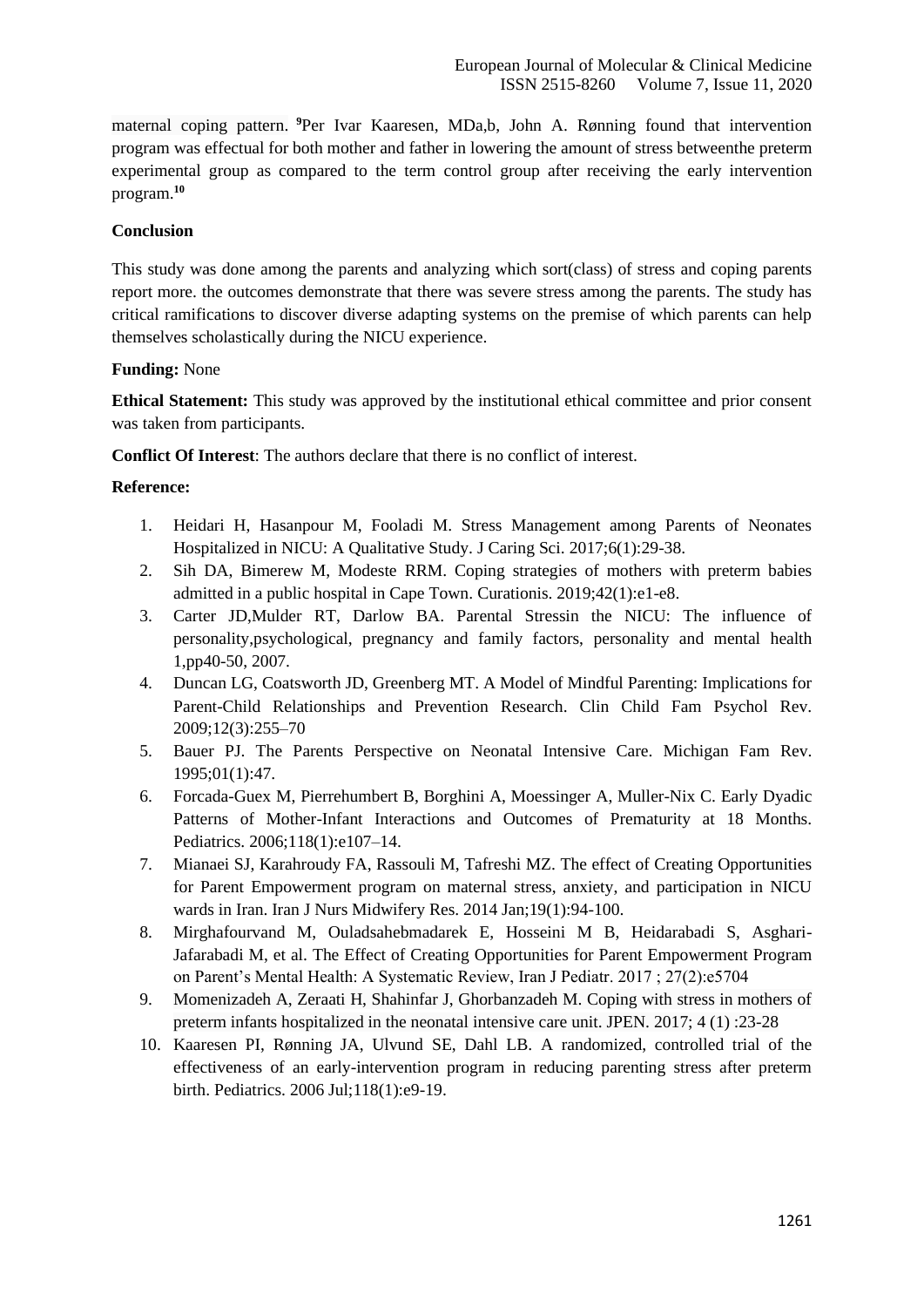maternal coping pattern. [9]Per Ivar Kaaresen, MDa,b, John A. Rønning found that intervention program was effectual for both mother and father in lowering the amount of stress betweenthe preterm experimental group as compared to the term control group after receiving the early intervention program.[10]

**Conclusion**

This study was done among the parents and analyzing which sort(class) of stress and coping parents report more. the outcomes demonstrate that there was severe stress among the parents. The study has critical ramifications to discover diverse adapting systems on the premise of which parents can help themselves scholastically during the NICU experience.

**Funding:** None

**Ethical Statement:** This study was approved by the institutional ethical committee and prior consent was taken from participants.

**Conflict Of Interest**: The authors declare that there is no conflict of interest.

**Reference:**

1. Heidari H, Hasanpour M, Fooladi M. Stress Management among Parents of Neonates Hospitalized in NICU: A Qualitative Study. J Caring Sci. 2017;6(1):29-38.
2. Sih DA, Bimerew M, Modeste RRM. Coping strategies of mothers with preterm babies admitted in a public hospital in Cape Town. Curationis. 2019;42(1):e1-e8.
3. Carter JD,Mulder RT, Darlow BA. Parental Stressin the NICU: The influence of personality,psychological, pregnancy and family factors, personality and mental health 1,pp40-50, 2007.
4. Duncan LG, Coatsworth JD, Greenberg MT. A Model of Mindful Parenting: Implications for Parent-Child Relationships and Prevention Research. Clin Child Fam Psychol Rev. 2009;12(3):255–70
5. Bauer PJ. The Parents Perspective on Neonatal Intensive Care. Michigan Fam Rev. 1995;01(1):47.
6. Forcada-Guex M, Pierrehumbert B, Borghini A, Moessinger A, Muller-Nix C. Early Dyadic Patterns of Mother-Infant Interactions and Outcomes of Prematurity at 18 Months. Pediatrics. 2006;118(1):e107–14.
7. Mianaei SJ, Karahroudy FA, Rassouli M, Tafreshi MZ. The effect of Creating Opportunities for Parent Empowerment program on maternal stress, anxiety, and participation in NICU wards in Iran. Iran J Nurs Midwifery Res. 2014 Jan;19(1):94-100.
8. Mirghafourvand M, Ouladsahebmadarek E, Hosseini M B, Heidarabadi S, Asghari-Jafarabadi M, et al. The Effect of Creating Opportunities for Parent Empowerment Program on Parent's Mental Health: A Systematic Review, Iran J Pediatr. 2017 ; 27(2):e5704
9. Momenizadeh A, Zeraati H, Shahinfar J, Ghorbanzadeh M. Coping with stress in mothers of preterm infants hospitalized in the neonatal intensive care unit. JPEN. 2017; 4 (1) :23-28
10. Kaaresen PI, Rønning JA, Ulvund SE, Dahl LB. A randomized, controlled trial of the effectiveness of an early-intervention program in reducing parenting stress after preterm birth. Pediatrics. 2006 Jul;118(1):e9-19.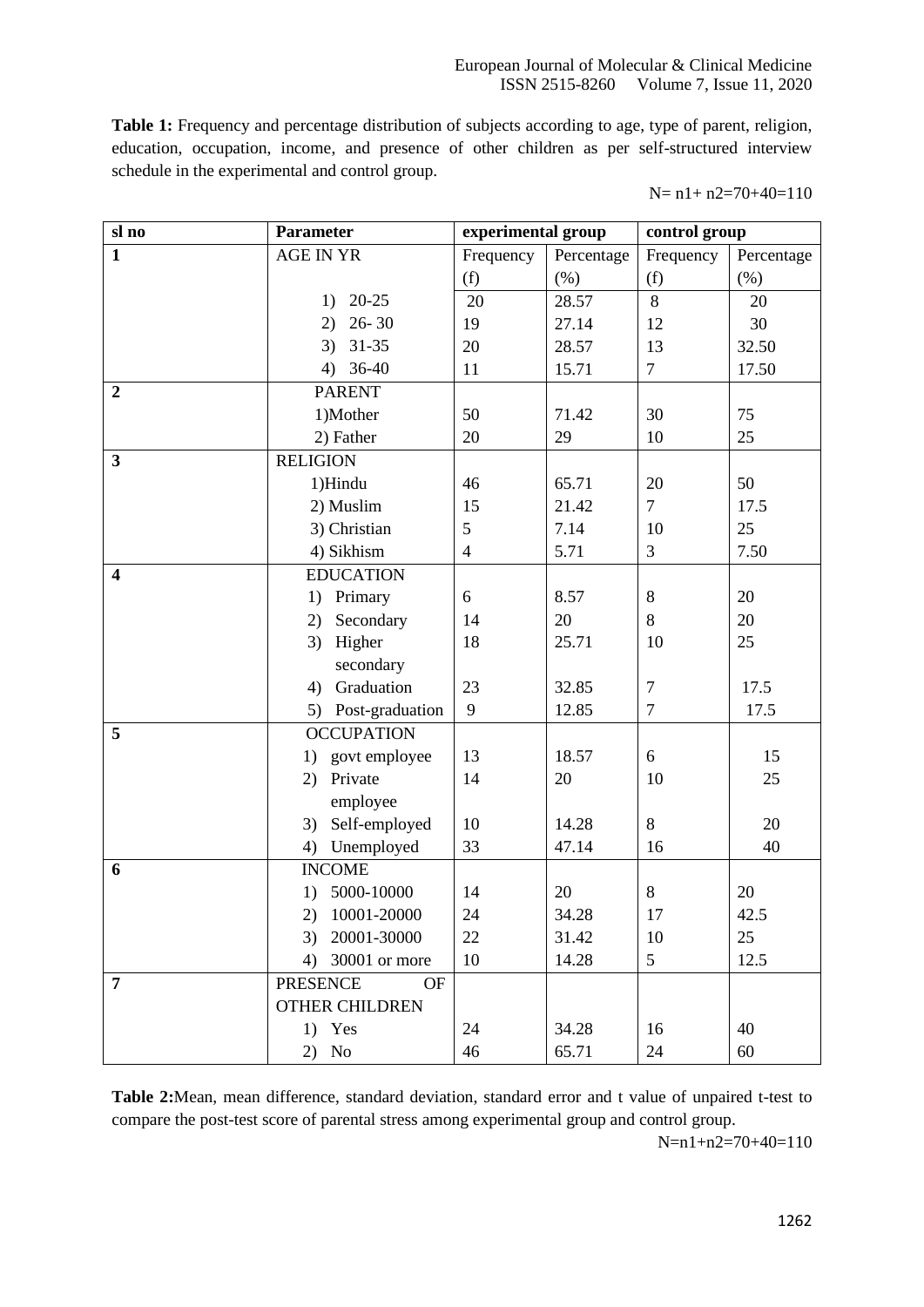**Table 1:** Frequency and percentage distribution of subjects according to age, type of parent, religion, education, occupation, income, and presence of other children as per self-structured interview schedule in the experimental and control group.

N= n1+ n2=70+40=110

| sl no | Parameter | experimental group | | control group | |
|---|---|---|---|---|---|
| **1** | AGE IN YR | Frequency (f) | Percentage (%) | Frequency (f) | Percentage (%) |
| | 1) 20-25 | 20 | 28.57 | 8 | 20 |
| | 2) 26- 30 | 19 | 27.14 | 12 | 30 |
| | 3) 31-35 | 20 | 28.57 | 13 | 32.50 |
| | 4) 36-40 | 11 | 15.71 | 7 | 17.50 |
| **2** | PARENT | | | | |
| | 1)Mother | 50 | 71.42 | 30 | 75 |
| | 2) Father | 20 | 29 | 10 | 25 |
| **3** | RELIGION | | | | |
| | 1)Hindu | 46 | 65.71 | 20 | 50 |
| | 2) Muslim | 15 | 21.42 | 7 | 17.5 |
| | 3) Christian | 5 | 7.14 | 10 | 25 |
| | 4) Sikhism | 4 | 5.71 | 3 | 7.50 |
| **4** | EDUCATION | | | | |
| | 1) Primary | 6 | 8.57 | 8 | 20 |
| | 2) Secondary | 14 | 20 | 8 | 20 |
| | 3) Higher secondary | 18 | 25.71 | 10 | 25 |
| | 4) Graduation | 23 | 32.85 | 7 | 17.5 |
| | 5) Post-graduation | 9 | 12.85 | 7 | 17.5 |
| **5** | OCCUPATION | | | | |
| | 1) govt employee | 13 | 18.57 | 6 | 15 |
| | 2) Private employee | 14 | 20 | 10 | 25 |
| | 3) Self-employed | 10 | 14.28 | 8 | 20 |
| | 4) Unemployed | 33 | 47.14 | 16 | 40 |
| **6** | INCOME | | | | |
| | 1) 5000-10000 | 14 | 20 | 8 | 20 |
| | 2) 10001-20000 | 24 | 34.28 | 17 | 42.5 |
| | 3) 20001-30000 | 22 | 31.42 | 10 | 25 |
| | 4) 30001 or more | 10 | 14.28 | 5 | 12.5 |
| **7** | PRESENCE OF OTHER CHILDREN | | | | |
| | 1) Yes | 24 | 34.28 | 16 | 40 |
| | 2) No | 46 | 65.71 | 24 | 60 |

**Table 2:**Mean, mean difference, standard deviation, standard error and t value of unpaired t-test to compare the post-test score of parental stress among experimental group and control group.

N=n1+n2=70+40=110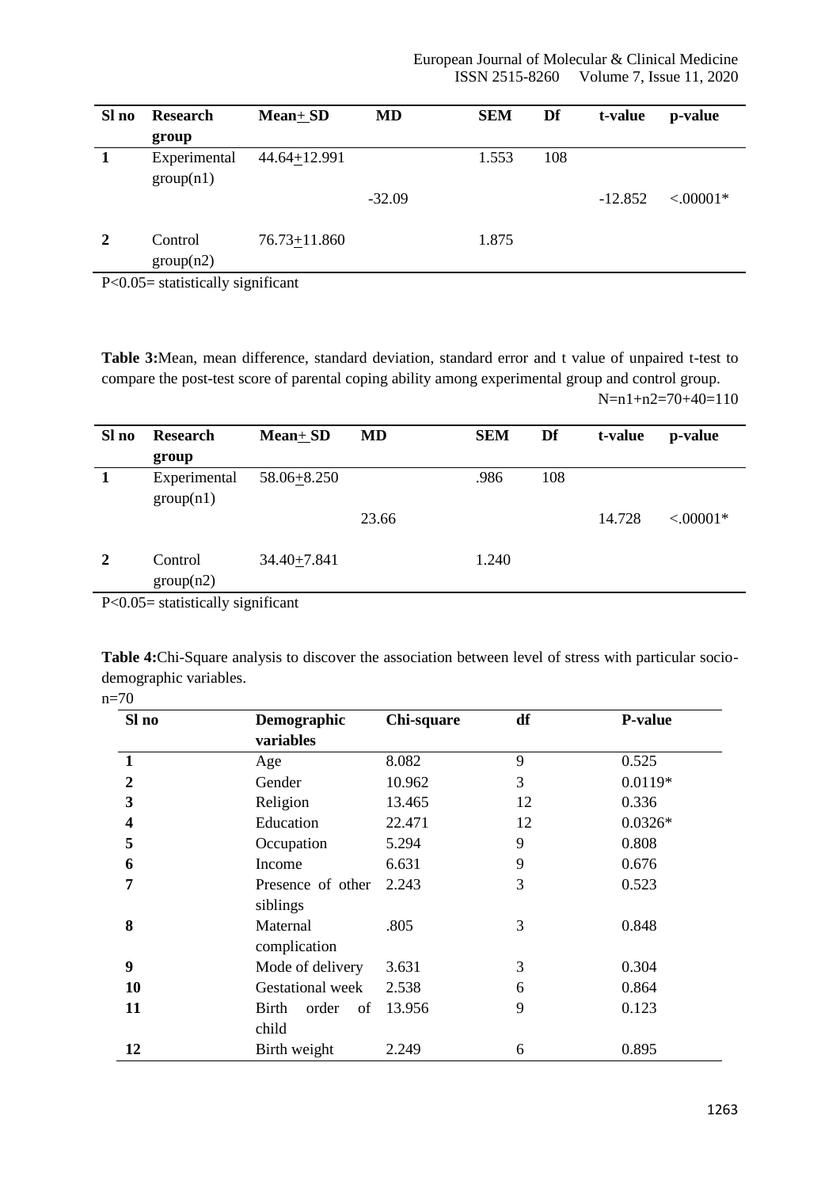| Sl no | Research group | Mean+ SD | MD | SEM | Df | t-value | p-value |
|---|---|---|---|---|---|---|---|
| 1 | Experimental group(n1) | 44.64+12.991 | -32.09 | 1.553 | 108 | -12.852 | <.00001* |
| 2 | Control group(n2) | 76.73+11.860 | | 1.875 | | | |

P<0.05= statistically significant

**Table 3:**Mean, mean difference, standard deviation, standard error and t value of unpaired t-test to compare the post-test score of parental coping ability among experimental group and control group.

N=n1+n2=70+40=110

| Sl no | Research group | Mean+ SD | MD | SEM | Df | t-value | p-value |
|---|---|---|---|---|---|---|---|
| 1 | Experimental group(n1) | 58.06+8.250 | 23.66 | .986 | 108 | 14.728 | <.00001* |
| 2 | Control group(n2) | 34.40+7.841 | | 1.240 | | | |

P<0.05= statistically significant

**Table 4:**Chi-Square analysis to discover the association between level of stress with particular socio-demographic variables.

n=70

| Sl no | Demographic variables | Chi-square | df | P-value |
|---|---|---|---|---|
| 1 | Age | 8.082 | 9 | 0.525 |
| 2 | Gender | 10.962 | 3 | 0.0119* |
| 3 | Religion | 13.465 | 12 | 0.336 |
| 4 | Education | 22.471 | 12 | 0.0326* |
| 5 | Occupation | 5.294 | 9 | 0.808 |
| 6 | Income | 6.631 | 9 | 0.676 |
| 7 | Presence of other siblings | 2.243 | 3 | 0.523 |
| 8 | Maternal complication | .805 | 3 | 0.848 |
| 9 | Mode of delivery | 3.631 | 3 | 0.304 |
| 10 | Gestational week | 2.538 | 6 | 0.864 |
| 11 | Birth order of child | 13.956 | 9 | 0.123 |
| 12 | Birth weight | 2.249 | 6 | 0.895 |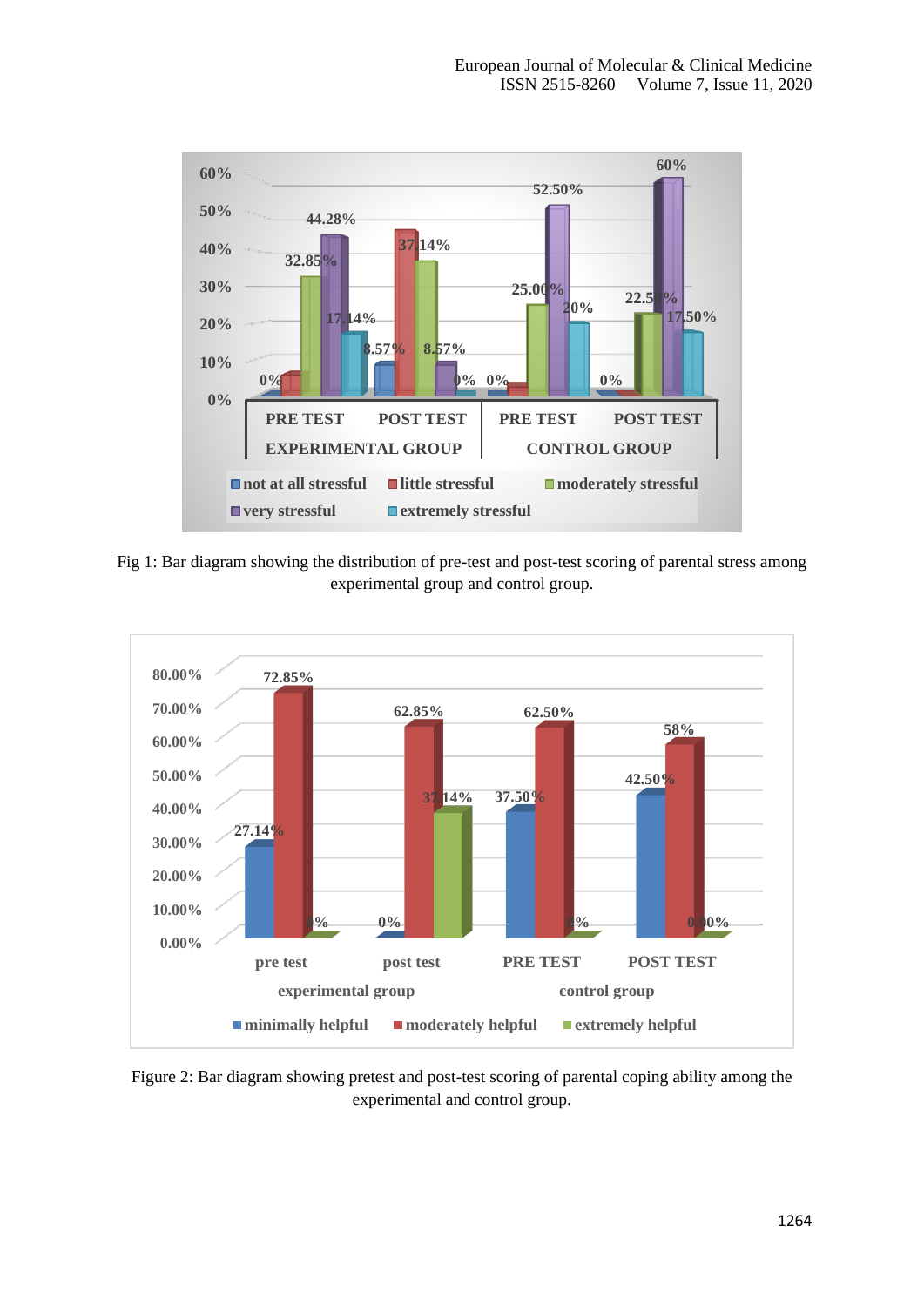60%
50%
40%
30%
20%
10%
0%

44.28%
32.85%
17.14%
0%
37.14%
8.57%
8.57%
0%
52.50%
25.00%
20%
0%
60%
22.50%
17.50%
0%

PRE TEST
POST TEST
EXPERIMENTAL GROUP
PRE TEST
POST TEST
CONTROL GROUP

not at all stressful
little stressful
moderately stressful
very stressful
extremely stressful

Fig 1: Bar diagram showing the distribution of pre-test and post-test scoring of parental stress among experimental group and control group.

80.00%
70.00%
60.00%
50.00%
40.00%
30.00%
20.00%
10.00%
0.00%

72.85%
27.14%
0%
62.85%
37.14%
0%
62.50%
37.50%
0%
58%
42.50%
0.00%

pre test
post test
experimental group
PRE TEST
POST TEST
control group

minimally helpful
moderately helpful
extremely helpful

Figure 2: Bar diagram showing pretest and post-test scoring of parental coping ability among the experimental and control group.